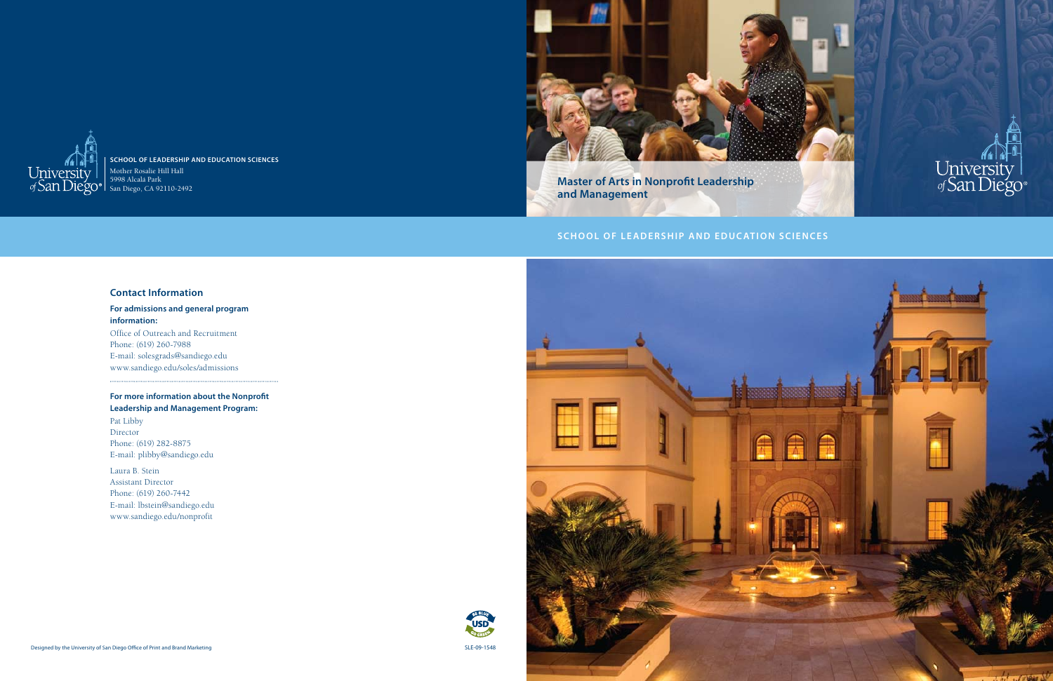# Master of Arts in Nonprofit Leadership and Management

SCHOOL OF LEADERSHIP AND EDUCATION SCIENCES

University of San Diego

**SCHOOL OF LEADERSHIP AND EDUCATION SCIENCES**
Mother Rosalie Hill Hall
5998 Alcalá Park
San Diego, CA 92110-2492

## Contact Information

**For admissions and general program information:**

Office of Outreach and Recruitment
Phone: (619) 260-7988
E-mail: solesgrads@sandiego.edu
www.sandiego.edu/soles/admissions

**For more information about the Nonprofit Leadership and Management Program:**

Pat Libby
Director
Phone: (619) 282-8875
E-mail: plibby@sandiego.edu

Laura B. Stein
Assistant Director
Phone: (619) 260-7442
E-mail: lbstein@sandiego.edu
www.sandiego.edu/nonprofit

Designed by the University of San Diego Office of Print and Brand Marketing

SLE-09-1548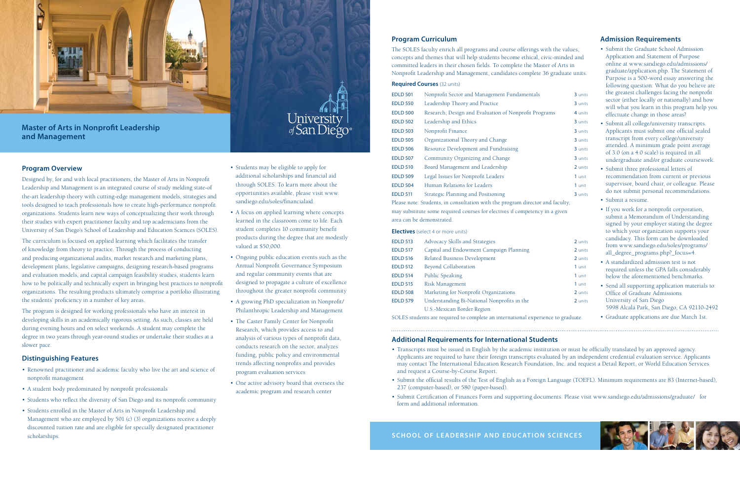## Master of Arts in Nonprofit Leadership and Management

University of San Diego

### Program Overview

Designed by, for and with local practitioners, the Master of Arts in Nonprofit Leadership and Management is an integrated course of study melding state-of the-art leadership theory with cutting-edge management models, strategies and tools designed to teach professionals how to create high-performance nonprofit organizations. Students learn new ways of conceptualizing their work through their studies with expert practitioner faculty and top academicians from the University of San Diego's School of Leadership and Education Sciences (SOLES).

The curriculum is focused on applied learning which facilitates the transfer of knowledge from theory to practice. Through the process of conducting and producing organizational audits, market research and marketing plans, development plans, legislative campaigns, designing research-based programs and evaluation models, and capital campaign feasibility studies, students learn how to be politically and technically expert in bringing best practices to nonprofit organizations. The resulting products ultimately comprise a portfolio illustrating the students' proficiency in a number of key areas.

The program is designed for working professionals who have an interest in developing skills in an academically rigorous setting. As such, classes are held during evening hours and on select weekends. A student may complete the degree in two years through year-round studies or undertake their studies at a slower pace.

### Distinguishing Features

- Renowned practitioner and academic faculty who live the art and science of nonprofit management
- A student body predominated by nonprofit professionals
- Students who reflect the diversity of San Diego and its nonprofit community
- Students enrolled in the Master of Arts in Nonprofit Leadership and Management who are employed by 501 (c) (3) organizations receive a deeply discounted tuition rate and are eligible for specially designated practitioner scholarships.
- Students may be eligible to apply for additional scholarships and financial aid through SOLES. To learn more about the opportunities available, please visit www.sandiego.edu/soles/financialaid.
- A focus on applied learning where concepts learned in the classroom come to life. Each student completes 10 community benefit products during the degree that are modestly valued at $50,000.
- Ongoing public education events such as the Annual Nonprofit Governance Symposium and regular community events that are designed to propagate a culture of excellence throughout the greater nonprofit community
- A growing PhD specialization in Nonprofit/Philanthropic Leadership and Management
- The Caster Family Center for Nonprofit Research, which provides access to and analysis of various types of nonprofit data, conducts research on the sector, analyzes funding, public policy and environmental trends affecting nonprofits and provides program evaluation services
- One active advisory board that oversees the academic program and research center

### Program Curriculum

The SOLES faculty enrich all programs and course offerings with the values, concepts and themes that will help students become ethical, civic-minded and committed leaders in their chosen fields. To complete the Master of Arts in Nonprofit Leadership and Management, candidates complete 36 graduate units.

**Required Courses** (32 units)

| | | |
|---|---|---|
| EDLD 501 | Nonprofit Sector and Management Fundamentals | 3 units |
| EDLD 550 | Leadership Theory and Practice | 3 units |
| EDLD 500 | Research, Design and Evaluation of Nonprofit Programs | 4 units |
| EDLD 502 | Leadership and Ethics | 3 units |
| EDLD 503 | Nonprofit Finance | 3 units |
| EDLD 505 | Organizational Theory and Change | 3 units |
| EDLD 506 | Resource Development and Fundraising | 3 units |
| EDLD 507 | Community Organizing and Change | 3 units |
| EDLD 510 | Board Management and Leadership | 2 units |
| EDLD 509 | Legal Issues for Nonprofit Leaders | 1 unit |
| EDLD 504 | Human Relations for Leaders | 1 unit |
| EDLD 511 | Strategic Planning and Positioning | 3 units |

Please note: Students, in consultation with the program director and faculty, may substitute some required courses for electives if competency in a given area can be demonstrated.

**Electives** (select 4 or more units)

| | | |
|---|---|---|
| EDLD 513 | Advocacy Skills and Strategies | 2 units |
| EDLD 517 | Capital and Endowment Campaign Planning | 2 units |
| EDLD 516 | Related Business Development | 2 units |
| EDLD 512 | Beyond Collaboration | 1 unit |
| EDLD 514 | Public Speaking | 1 unit |
| EDLD 515 | Risk Management | 1 unit |
| EDLD 508 | Marketing for Nonprofit Organizations | 2 units |
| EDLD 579 | Understanding Bi-National Nonprofits in the U.S.-Mexican Border Region | 2 units |

SOLES students are required to complete an international experience to graduate.

### Admission Requirements

- Submit the Graduate School Admission Application and Statement of Purpose online at www.sandiego.edu/admissions/graduate/application.php. The Statement of Purpose is a 500-word essay answering the following question: What do you believe are the greatest challenges facing the nonprofit sector (either locally or nationally) and how will what you learn in this program help you effectuate change in those areas?
- Submit all college/university transcripts. Applicants must submit one official sealed transcript from every college/university attended. A minimum grade point average of 3.0 (on a 4.0 scale) is required in all undergraduate and/or graduate coursework.
- Submit three professional letters of recommendation from current or previous supervisor, board chair, or colleague. Please do not submit personal recommendations.
- Submit a resume.
- If you work for a nonprofit corporation, submit a Memorandum of Understanding signed by your employer stating the degree to which your organization supports your candidacy. This form can be downloaded from www.sandiego.edu/soles/programs/all_degree_programs.php?_focus=4.
- A standardized admission test is not required unless the GPA falls considerably below the aforementioned benchmarks.
- Send all supporting application materials to:
  Office of Graduate Admissions
  University of San Diego
  5998 Alcalá Park, San Diego, CA 92110-2492
- Graduate applications are due March 1st.

### Additional Requirements for International Students

- Transcripts must be issued in English by the academic institution or must be officially translated by an approved agency. Applicants are required to have their foreign transcripts evaluated by an independent credential evaluation service. Applicants may contact The International Education Research Foundation, Inc. and request a Detail Report, or World Education Services and request a Course-by-Course Report.
- Submit the official results of the Test of English as a Foreign Language (TOEFL). Minimum requirements are 83 (Internet-based), 237 (computer-based), or 580 (paper-based).
- Submit Certification of Finances Form and supporting documents. Please visit www.sandiego.edu/admissions/graduate/ for form and additional information.

SCHOOL OF LEADERSHIP AND EDUCATION SCIENCES